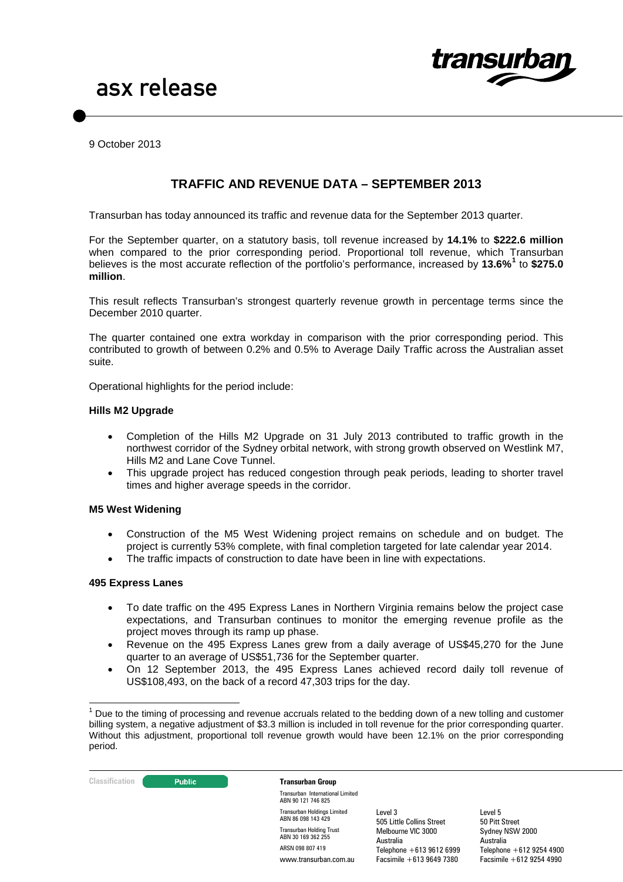asx release

9 October 2013

## TRAFFIC AND REVENUE DATA – SEPTEMBER 2013

Transurban has today announced its traffic and revenue data for the September 2013 quarter.

For the September quarter, on a statutory basis, toll revenue increased by **14.1%** to **$222.6 million** when compared to the prior corresponding period. Proportional toll revenue, which Transurban believes is the most accurate reflection of the portfolio's performance, increased by **13.6%**[1] to **$275.0 million**.

This result reflects Transurban's strongest quarterly revenue growth in percentage terms since the December 2010 quarter.

The quarter contained one extra workday in comparison with the prior corresponding period. This contributed to growth of between 0.2% and 0.5% to Average Daily Traffic across the Australian asset suite.

Operational highlights for the period include:

### Hills M2 Upgrade

- Completion of the Hills M2 Upgrade on 31 July 2013 contributed to traffic growth in the northwest corridor of the Sydney orbital network, with strong growth observed on Westlink M7, Hills M2 and Lane Cove Tunnel.
- This upgrade project has reduced congestion through peak periods, leading to shorter travel times and higher average speeds in the corridor.

### M5 West Widening

- Construction of the M5 West Widening project remains on schedule and on budget. The project is currently 53% complete, with final completion targeted for late calendar year 2014.
- The traffic impacts of construction to date have been in line with expectations.

### 495 Express Lanes

- To date traffic on the 495 Express Lanes in Northern Virginia remains below the project case expectations, and Transurban continues to monitor the emerging revenue profile as the project moves through its ramp up phase.
- Revenue on the 495 Express Lanes grew from a daily average of US$45,270 for the June quarter to an average of US$51,736 for the September quarter.
- On 12 September 2013, the 495 Express Lanes achieved record daily toll revenue of US$108,493, on the back of a record 47,303 trips for the day.

[1] Due to the timing of processing and revenue accruals related to the bedding down of a new tolling and customer billing system, a negative adjustment of $3.3 million is included in toll revenue for the prior corresponding quarter. Without this adjustment, proportional toll revenue growth would have been 12.1% on the prior corresponding period.

Classification: Public

**Transurban Group**

Transurban International Limited ABN 90 121 746 825
Transurban Holdings Limited ABN 86 098 143 429
Transurban Holding Trust ABN 30 169 362 255
ARSN 098 807 419
www.transurban.com.au

Level 3
505 Little Collins Street
Melbourne VIC 3000
Australia
Telephone +613 9612 6999
Facsimile +613 9649 7380

Level 5
50 Pitt Street
Sydney NSW 2000
Australia
Telephone +612 9254 4900
Facsimile +612 9254 4990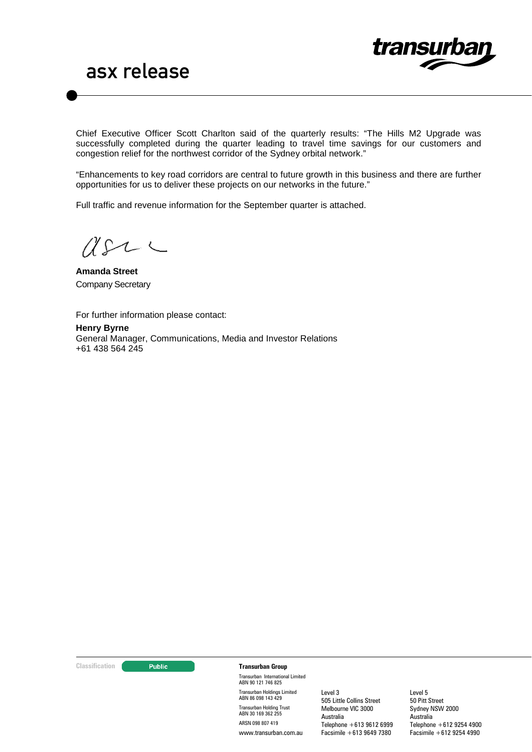Chief Executive Officer Scott Charlton said of the quarterly results: "The Hills M2 Upgrade was successfully completed during the quarter leading to travel time savings for our customers and congestion relief for the northwest corridor of the Sydney orbital network."

"Enhancements to key road corridors are central to future growth in this business and there are further opportunities for us to deliver these projects on our networks in the future."

Full traffic and revenue information for the September quarter is attached.

**Amanda Street**
Company Secretary

For further information please contact:

**Henry Byrne**
General Manager, Communications, Media and Investor Relations
+61 438 564 245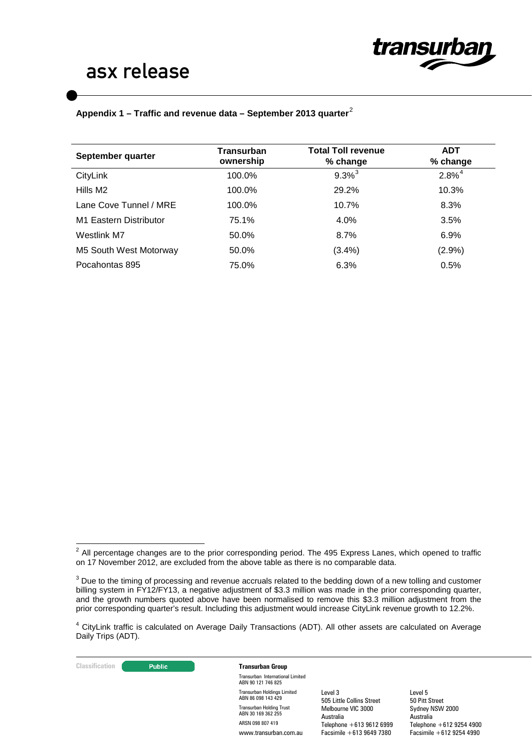**Appendix 1 – Traffic and revenue data – September 2013 quarter**[2]

| September quarter | Transurban ownership | Total Toll revenue % change | ADT % change |
|---|---|---|---|
| CityLink | 100.0% | 9.3%[3] | 2.8%[4] |
| Hills M2 | 100.0% | 29.2% | 10.3% |
| Lane Cove Tunnel / MRE | 100.0% | 10.7% | 8.3% |
| M1 Eastern Distributor | 75.1% | 4.0% | 3.5% |
| Westlink M7 | 50.0% | 8.7% | 6.9% |
| M5 South West Motorway | 50.0% | (3.4%) | (2.9%) |
| Pocahontas 895 | 75.0% | 6.3% | 0.5% |

[2] All percentage changes are to the prior corresponding period. The 495 Express Lanes, which opened to traffic on 17 November 2012, are excluded from the above table as there is no comparable data.

[3] Due to the timing of processing and revenue accruals related to the bedding down of a new tolling and customer billing system in FY12/FY13, a negative adjustment of $3.3 million was made in the prior corresponding quarter, and the growth numbers quoted above have been normalised to remove this $3.3 million adjustment from the prior corresponding quarter's result. Including this adjustment would increase CityLink revenue growth to 12.2%.

[4] CityLink traffic is calculated on Average Daily Transactions (ADT). All other assets are calculated on Average Daily Trips (ADT).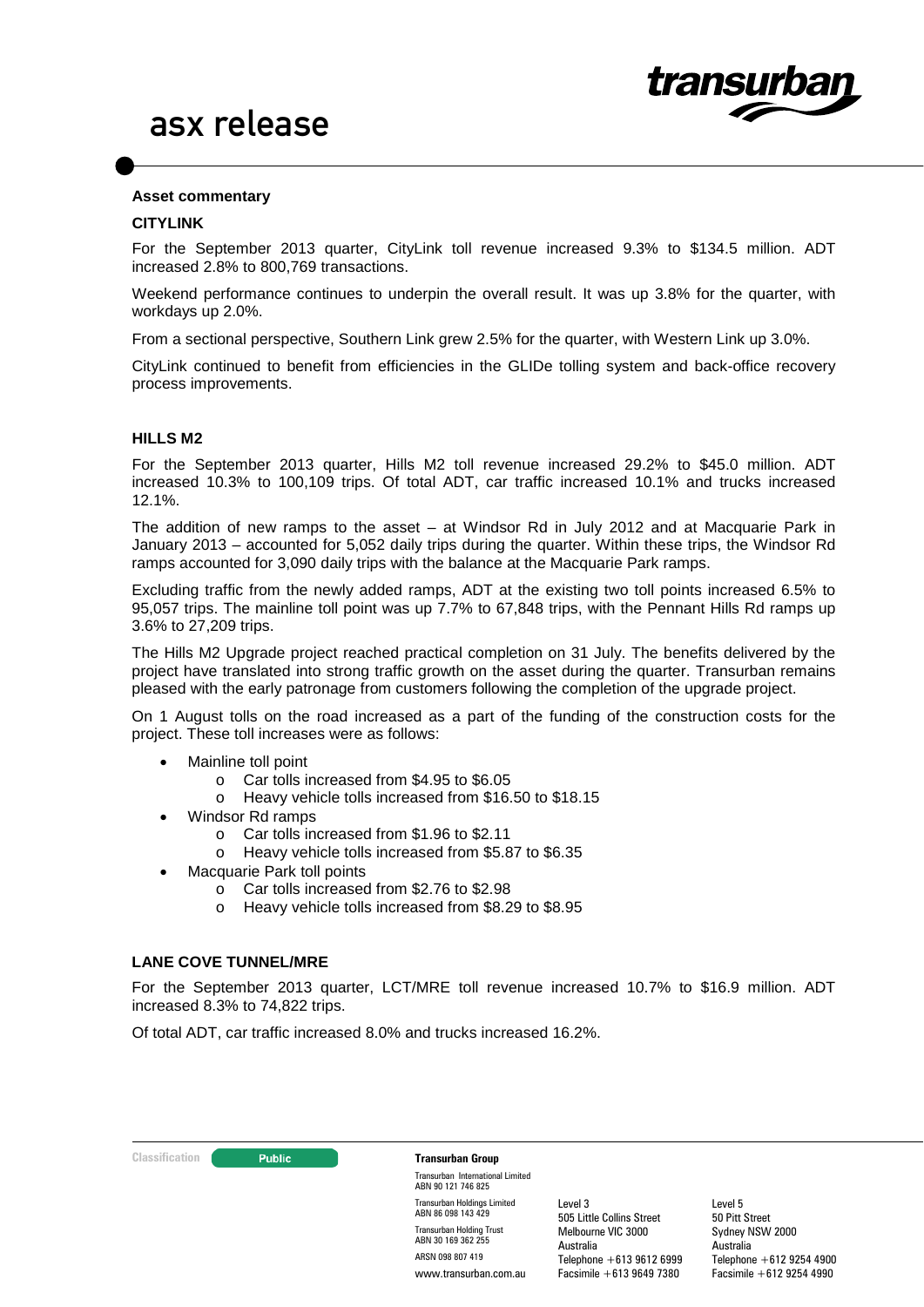**Asset commentary**

**CITYLINK**

For the September 2013 quarter, CityLink toll revenue increased 9.3% to $134.5 million. ADT increased 2.8% to 800,769 transactions.

Weekend performance continues to underpin the overall result. It was up 3.8% for the quarter, with workdays up 2.0%.

From a sectional perspective, Southern Link grew 2.5% for the quarter, with Western Link up 3.0%.

CityLink continued to benefit from efficiencies in the GLIDe tolling system and back-office recovery process improvements.

**HILLS M2**

For the September 2013 quarter, Hills M2 toll revenue increased 29.2% to $45.0 million. ADT increased 10.3% to 100,109 trips. Of total ADT, car traffic increased 10.1% and trucks increased 12.1%.

The addition of new ramps to the asset – at Windsor Rd in July 2012 and at Macquarie Park in January 2013 – accounted for 5,052 daily trips during the quarter. Within these trips, the Windsor Rd ramps accounted for 3,090 daily trips with the balance at the Macquarie Park ramps.

Excluding traffic from the newly added ramps, ADT at the existing two toll points increased 6.5% to 95,057 trips. The mainline toll point was up 7.7% to 67,848 trips, with the Pennant Hills Rd ramps up 3.6% to 27,209 trips.

The Hills M2 Upgrade project reached practical completion on 31 July. The benefits delivered by the project have translated into strong traffic growth on the asset during the quarter. Transurban remains pleased with the early patronage from customers following the completion of the upgrade project.

On 1 August tolls on the road increased as a part of the funding of the construction costs for the project. These toll increases were as follows:

- Mainline toll point
  - Car tolls increased from $4.95 to $6.05
  - Heavy vehicle tolls increased from $16.50 to $18.15
- Windsor Rd ramps
  - Car tolls increased from $1.96 to $2.11
  - Heavy vehicle tolls increased from $5.87 to $6.35
- Macquarie Park toll points
  - Car tolls increased from $2.76 to $2.98
  - Heavy vehicle tolls increased from $8.29 to $8.95

**LANE COVE TUNNEL/MRE**

For the September 2013 quarter, LCT/MRE toll revenue increased 10.7% to $16.9 million. ADT increased 8.3% to 74,822 trips.

Of total ADT, car traffic increased 8.0% and trucks increased 16.2%.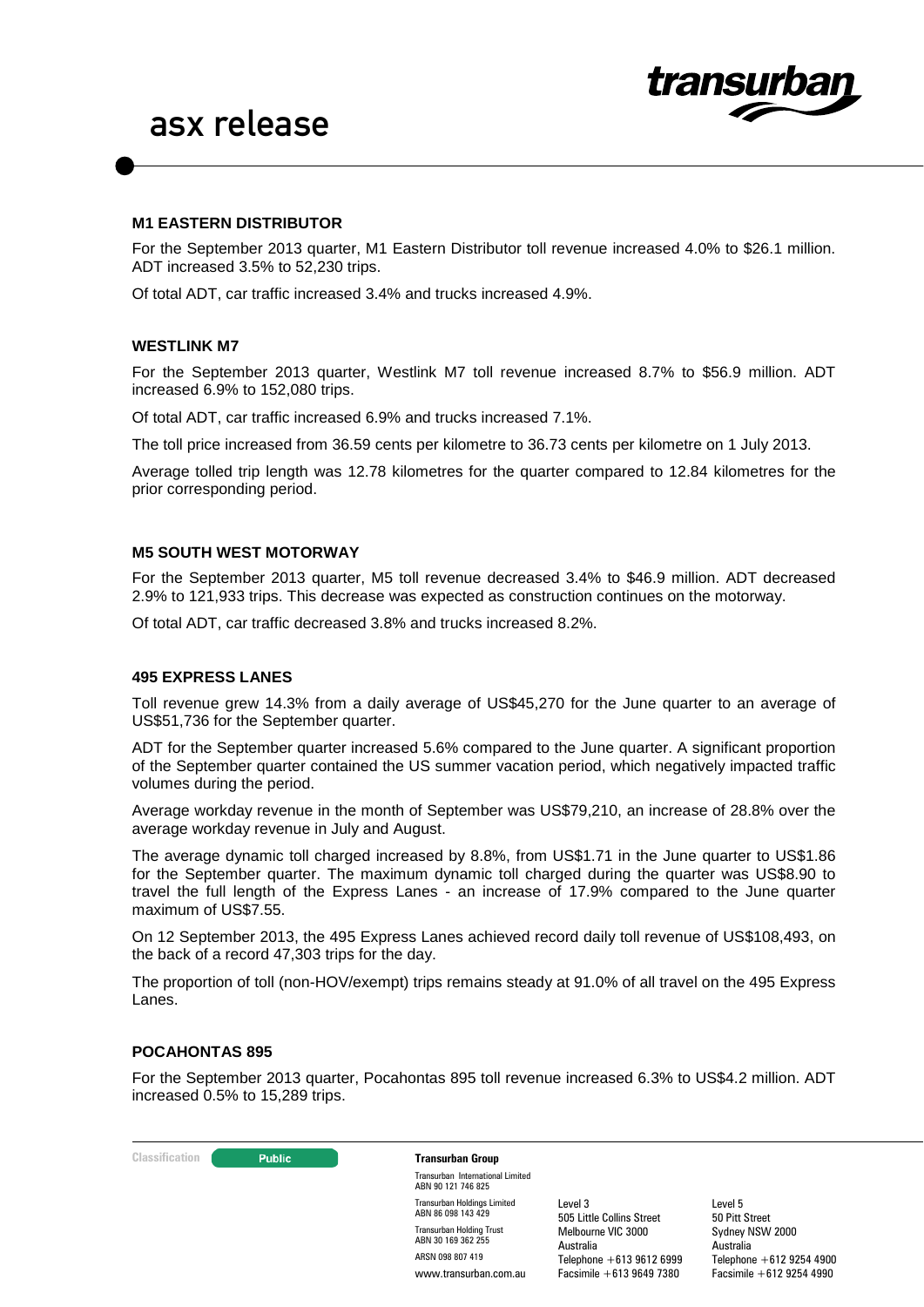## M1 EASTERN DISTRIBUTOR

For the September 2013 quarter, M1 Eastern Distributor toll revenue increased 4.0% to $26.1 million. ADT increased 3.5% to 52,230 trips.

Of total ADT, car traffic increased 3.4% and trucks increased 4.9%.

## WESTLINK M7

For the September 2013 quarter, Westlink M7 toll revenue increased 8.7% to $56.9 million. ADT increased 6.9% to 152,080 trips.

Of total ADT, car traffic increased 6.9% and trucks increased 7.1%.

The toll price increased from 36.59 cents per kilometre to 36.73 cents per kilometre on 1 July 2013.

Average tolled trip length was 12.78 kilometres for the quarter compared to 12.84 kilometres for the prior corresponding period.

## M5 SOUTH WEST MOTORWAY

For the September 2013 quarter, M5 toll revenue decreased 3.4% to $46.9 million. ADT decreased 2.9% to 121,933 trips. This decrease was expected as construction continues on the motorway.

Of total ADT, car traffic decreased 3.8% and trucks increased 8.2%.

## 495 EXPRESS LANES

Toll revenue grew 14.3% from a daily average of US$45,270 for the June quarter to an average of US$51,736 for the September quarter.

ADT for the September quarter increased 5.6% compared to the June quarter. A significant proportion of the September quarter contained the US summer vacation period, which negatively impacted traffic volumes during the period.

Average workday revenue in the month of September was US$79,210, an increase of 28.8% over the average workday revenue in July and August.

The average dynamic toll charged increased by 8.8%, from US$1.71 in the June quarter to US$1.86 for the September quarter. The maximum dynamic toll charged during the quarter was US$8.90 to travel the full length of the Express Lanes - an increase of 17.9% compared to the June quarter maximum of US$7.55.

On 12 September 2013, the 495 Express Lanes achieved record daily toll revenue of US$108,493, on the back of a record 47,303 trips for the day.

The proportion of toll (non-HOV/exempt) trips remains steady at 91.0% of all travel on the 495 Express Lanes.

## POCAHONTAS 895

For the September 2013 quarter, Pocahontas 895 toll revenue increased 6.3% to US$4.2 million. ADT increased 0.5% to 15,289 trips.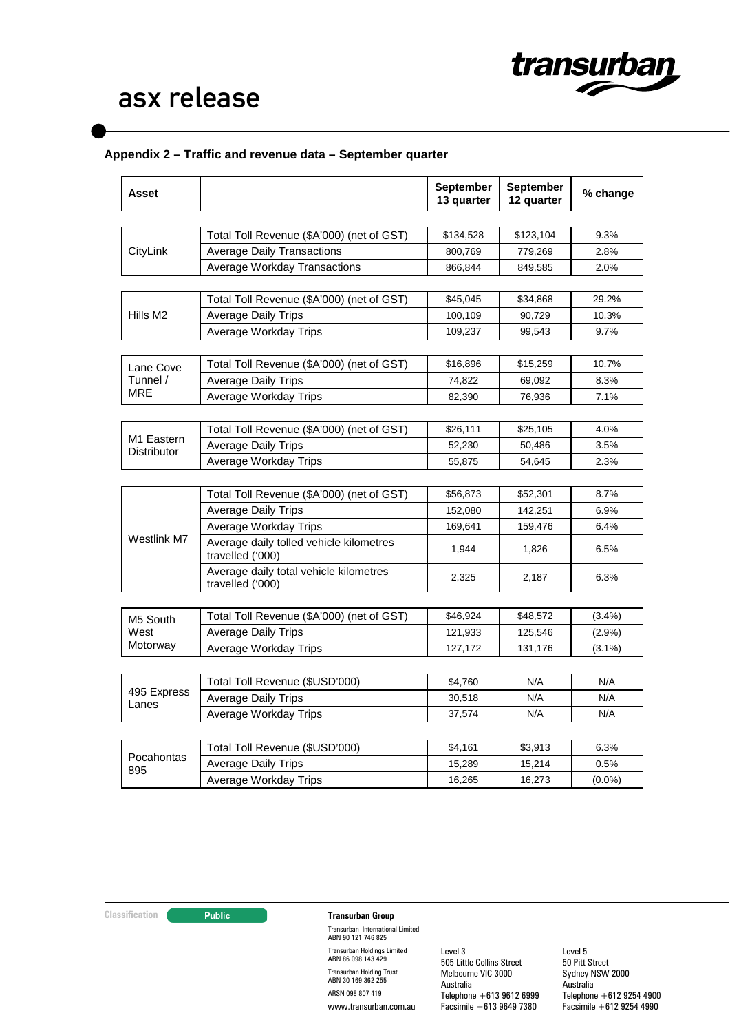## Appendix 2 – Traffic and revenue data – September quarter

| Asset | | September 13 quarter | September 12 quarter | % change |
|---|---|---|---|---|
| CityLink | Total Toll Revenue ($A'000) (net of GST) | $134,528 | $123,104 | 9.3% |
| | Average Daily Transactions | 800,769 | 779,269 | 2.8% |
| | Average Workday Transactions | 866,844 | 849,585 | 2.0% |
| Hills M2 | Total Toll Revenue ($A'000) (net of GST) | $45,045 | $34,868 | 29.2% |
| | Average Daily Trips | 100,109 | 90,729 | 10.3% |
| | Average Workday Trips | 109,237 | 99,543 | 9.7% |
| Lane Cove Tunnel / MRE | Total Toll Revenue ($A'000) (net of GST) | $16,896 | $15,259 | 10.7% |
| | Average Daily Trips | 74,822 | 69,092 | 8.3% |
| | Average Workday Trips | 82,390 | 76,936 | 7.1% |
| M1 Eastern Distributor | Total Toll Revenue ($A'000) (net of GST) | $26,111 | $25,105 | 4.0% |
| | Average Daily Trips | 52,230 | 50,486 | 3.5% |
| | Average Workday Trips | 55,875 | 54,645 | 2.3% |
| Westlink M7 | Total Toll Revenue ($A'000) (net of GST) | $56,873 | $52,301 | 8.7% |
| | Average Daily Trips | 152,080 | 142,251 | 6.9% |
| | Average Workday Trips | 169,641 | 159,476 | 6.4% |
| | Average daily tolled vehicle kilometres travelled ('000) | 1,944 | 1,826 | 6.5% |
| | Average daily total vehicle kilometres travelled ('000) | 2,325 | 2,187 | 6.3% |
| M5 South West Motorway | Total Toll Revenue ($A'000) (net of GST) | $46,924 | $48,572 | (3.4%) |
| | Average Daily Trips | 121,933 | 125,546 | (2.9%) |
| | Average Workday Trips | 127,172 | 131,176 | (3.1%) |
| 495 Express Lanes | Total Toll Revenue ($USD'000) | $4,760 | N/A | N/A |
| | Average Daily Trips | 30,518 | N/A | N/A |
| | Average Workday Trips | 37,574 | N/A | N/A |
| Pocahontas 895 | Total Toll Revenue ($USD'000) | $4,161 | $3,913 | 6.3% |
| | Average Daily Trips | 15,289 | 15,214 | 0.5% |
| | Average Workday Trips | 16,265 | 16,273 | (0.0%) |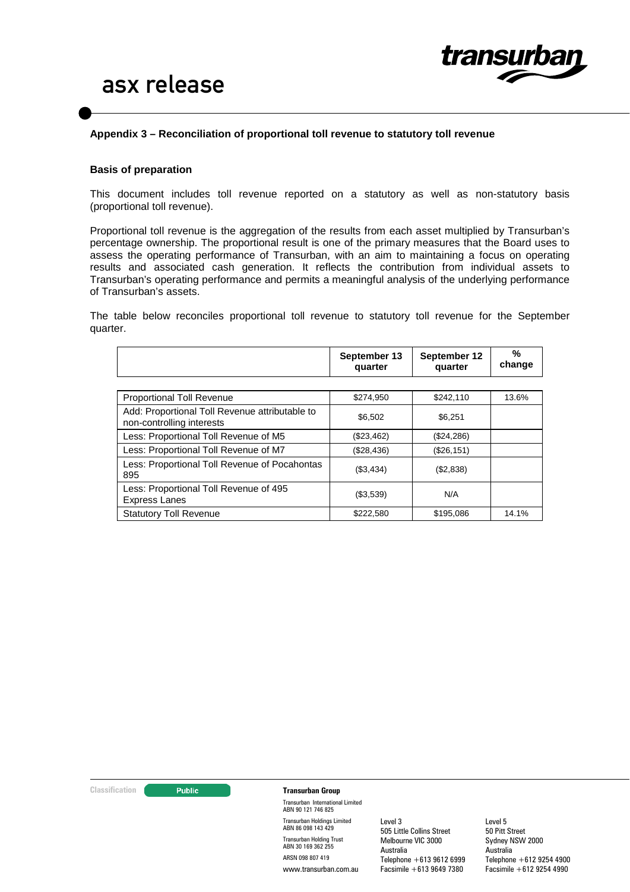## Appendix 3 – Reconciliation of proportional toll revenue to statutory toll revenue

### Basis of preparation

This document includes toll revenue reported on a statutory as well as non-statutory basis (proportional toll revenue).

Proportional toll revenue is the aggregation of the results from each asset multiplied by Transurban's percentage ownership. The proportional result is one of the primary measures that the Board uses to assess the operating performance of Transurban, with an aim to maintaining a focus on operating results and associated cash generation. It reflects the contribution from individual assets to Transurban's operating performance and permits a meaningful analysis of the underlying performance of Transurban's assets.

The table below reconciles proportional toll revenue to statutory toll revenue for the September quarter.

| | September 13 quarter | September 12 quarter | % change |
|---|---|---|---|
| Proportional Toll Revenue | $274,950 | $242,110 | 13.6% |
| Add: Proportional Toll Revenue attributable to non-controlling interests | $6,502 | $6,251 | |
| Less: Proportional Toll Revenue of M5 | ($23,462) | ($24,286) | |
| Less: Proportional Toll Revenue of M7 | ($28,436) | ($26,151) | |
| Less: Proportional Toll Revenue of Pocahontas 895 | ($3,434) | ($2,838) | |
| Less: Proportional Toll Revenue of 495 Express Lanes | ($3,539) | N/A | |
| Statutory Toll Revenue | $222,580 | $195,086 | 14.1% |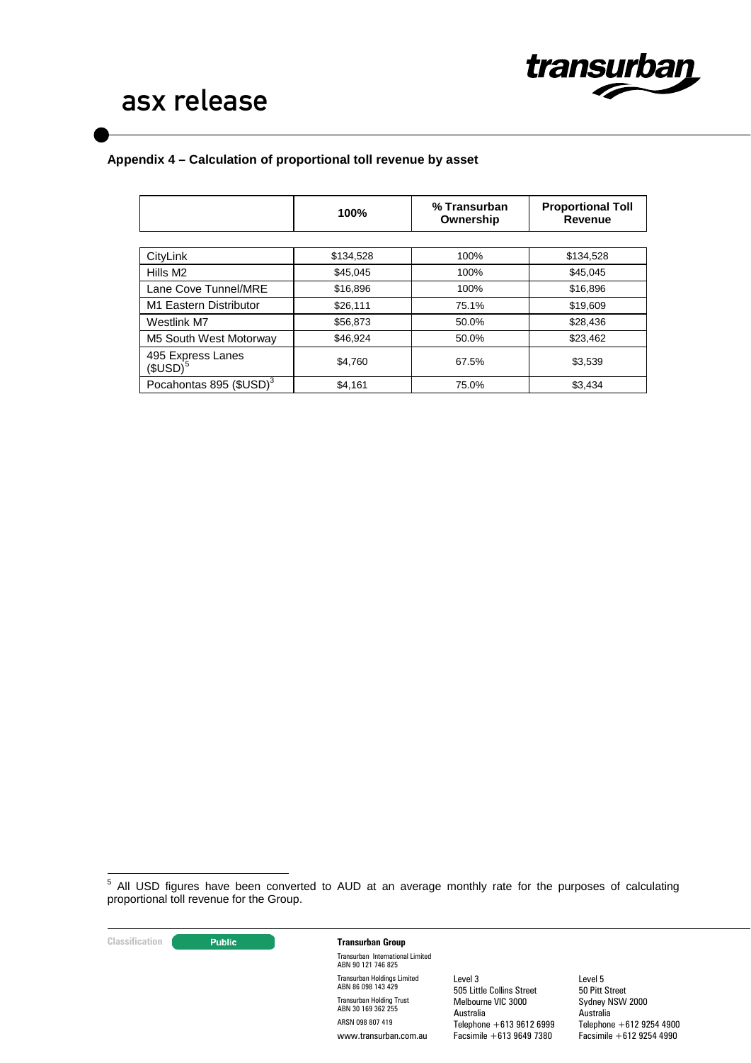## Appendix 4 – Calculation of proportional toll revenue by asset

| | 100% | % Transurban Ownership | Proportional Toll Revenue |
|---|---|---|---|
| CityLink | $134,528 | 100% | $134,528 |
| Hills M2 | $45,045 | 100% | $45,045 |
| Lane Cove Tunnel/MRE | $16,896 | 100% | $16,896 |
| M1 Eastern Distributor | $26,111 | 75.1% | $19,609 |
| Westlink M7 | $56,873 | 50.0% | $28,436 |
| M5 South West Motorway | $46,924 | 50.0% | $23,462 |
| 495 Express Lanes ($USD)[5] | $4,760 | 67.5% | $3,539 |
| Pocahontas 895 ($USD)[3] | $4,161 | 75.0% | $3,434 |

[5] All USD figures have been converted to AUD at an average monthly rate for the purposes of calculating proportional toll revenue for the Group.